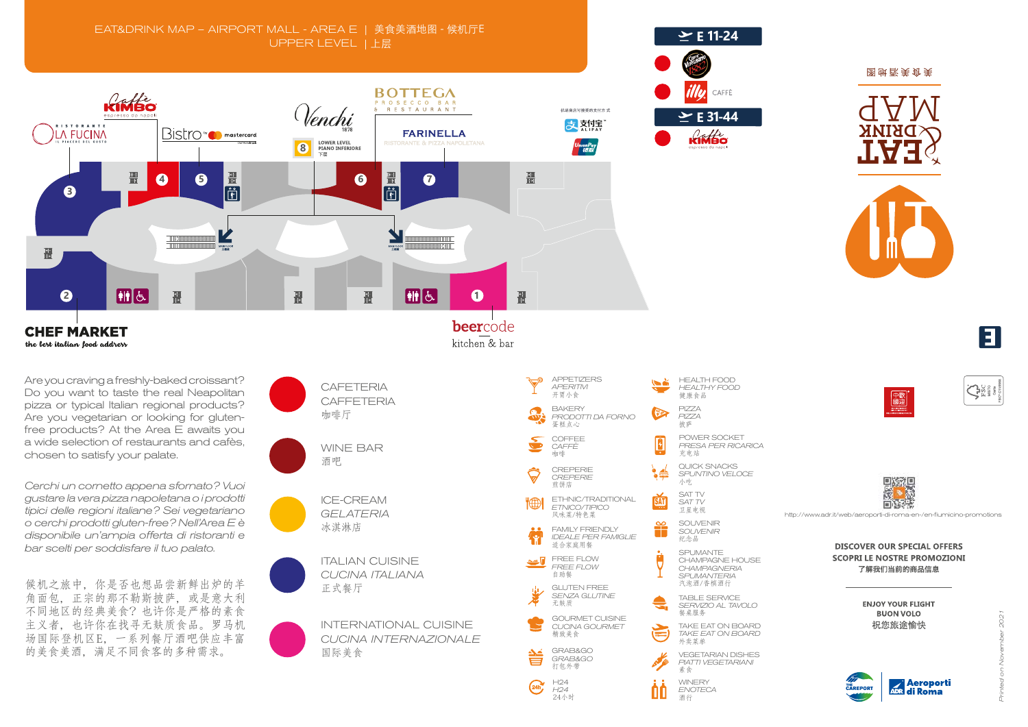# EAT&DRINK MAP – AIRPORT MALL - AREA E | 美食美酒地图 - 候机厅E

UPPER LEVEL | 上层

E 11-24

- Caffè Vergnano 1882
- illy CAFFÈ

E 31-44

- Caffè KIMBO espresso do napoli

机场商店可接受的支付方式

支付宝 ALIPAY

UnionPay 银联

1. beercode kitchen & bar
2. CHEF MARKET *the best italian food address*
3. RISTORANTE LA FUCINA IL PIACERE DEL GUSTO
4. Caffè KIMBO espresso do napoli
5. Bistro mastercard
6. BOTTEGA PROSECCO BAR & RESTAURANT
7. FARINELLA RISTORANTE & PIZZA NAPOLETANA

Venchi 1878

8 LOWER LEVEL PIANO INFERIORE 下层

Are you craving a freshly-baked croissant? Do you want to taste the real Neapolitan pizza or typical Italian regional products? Are you vegetarian or looking for gluten-free products? At the Area E awaits you a wide selection of restaurants and cafès, chosen to satisfy your palate.

*Cerchi un cornetto appena sfornato? Vuoi gustare la vera pizza napoletana o i prodotti tipici delle regioni italiane? Sei vegetariano o cerchi prodotti gluten-free? Nell'Area E è disponibile un'ampia offerta di ristoranti e bar scelti per soddisfare il tuo palato.*

候机之旅中，你是否也想品尝新鲜出炉的羊角面包，正宗的那不勒斯披萨，或是意大利不同地区的经典美食？也许你是严格的素食主义者，也许你在找寻无麸质食品。罗马机场国际登机区E，一系列餐厅酒吧供应丰富的美食美酒，满足不同食客的多种需求。

- CAFETERIA / CAFFETERIA / 咖啡厅
- WINE BAR / 酒吧
- ICE-CREAM / *GELATERIA* / 冰淇淋店
- ITALIAN CUISINE / *CUCINA ITALIANA* / 正式餐厅
- INTERNATIONAL CUISINE / *CUCINA INTERNAZIONALE* / 国际美食

- APPETIZERS / *APERITIVI* / 开胃小食
- BAKERY / *PRODOTTI DA FORNO* / 蛋糕点心
- COFFEE / *CAFFÈ* / 咖啡
- CREPERIE / *CREPERIE* / 煎饼店
- ETHNIC/TRADITIONAL / *ETNICO/TIPICO* / 风味菜/特色菜
- FAMILY FRIENDLY / *IDEALE PER FAMIGLIE* / 适合家庭用餐
- FREE FLOW / *FREE FLOW* / 自助餐
- GLUTEN FREE / *SENZA GLUTINE* / 无麸质
- GOURMET CUISINE / *CUCINA GOURMET* / 精致美食
- GRAB&GO / *GRAB&GO* / 打包外带
- H24 / *H24* / 24小时
- HEALTH FOOD / *HEALTHY FOOD* / 健康食品
- PIZZA / *PIZZA* / 披萨
- POWER SOCKET / *PRESA PER RICARICA* / 充电站
- QUICK SNACKS / *SPUNTINO VELOCE* / 小吃
- SAT TV / *SAT TV* / 卫星电视
- SOUVENIR / *SOUVENIR* / 纪念品
- SPUMANTE CHAMPAGNE HOUSE / *CHAMPAGNERIA SPUMANTERIA* / 汽泡酒/香槟酒行
- TABLE SERVICE / *SERVIZIO AL TAVOLO* / 餐桌服务
- TAKE EAT ON BOARD / *TAKE EAT ON BOARD* / 外卖菜单
- VEGETARIAN DISHES / *PIATTI VEGETARIANI* / 素食
- WINERY / *ENOTECA* / 酒行

美食美酒地图

EAT & DRINK MAP

E

http://www.adr.it/web/aeroporti-di-roma-en-/en-fiumicino-promotions

**DISCOVER OUR SPECIAL OFFERS**
**SCOPRI LE NOSTRE PROMOZIONI**
了解我们当前的商品信息

**ENJOY YOUR FLIGHT**
**BUON VOLO**
祝您旅途愉快

THE CAREPORT | Aeroporti di Roma

*Printed on November 2021*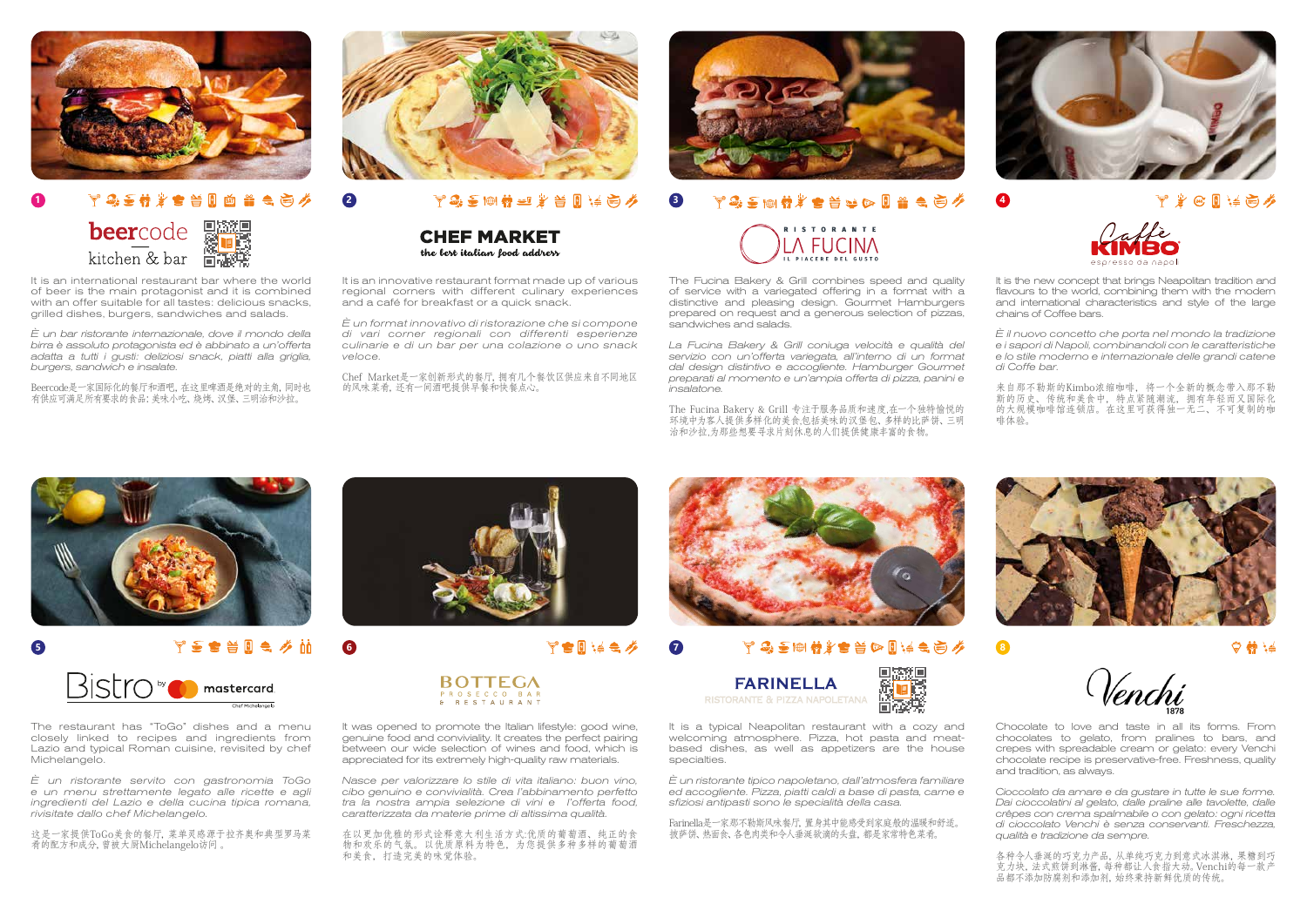1

**beercode** kitchen & bar

It is an international restaurant bar where the world of beer is the main protagonist and it is combined with an offer suitable for all tastes: delicious snacks, grilled dishes, burgers, sandwiches and salads.

*È un bar ristorante internazionale, dove il mondo della birra è assoluto protagonista ed è abbinato a un'offerta adatta a tutti i gusti: deliziosi snack, piatti alla griglia, burgers, sandwich e insalate.*

Beercode是一家国际化的餐厅和酒吧，在这里啤酒是绝对的主角，同时也有供应可满足所有要求的食品：美味小吃、烧烤、汉堡、三明治和沙拉。

2

**CHEF MARKET**
*the best italian food address*

It is an innovative restaurant format made up of various regional corners with different culinary experiences and a café for breakfast or a quick snack.

*È un format innovativo di ristorazione che si compone di vari corner regionali con differenti esperienze culinarie e di un bar per una colazione o uno snack veloce.*

Chef Market是一家创新形式的餐厅，拥有几个餐饮区供应来自不同地区的风味菜肴，还有一间酒吧提供早餐和快餐点心。

3

**RISTORANTE LA FUCINA** IL PIACERE DEL GUSTO

The Fucina Bakery & Grill combines speed and quality of service with a variegated offering in a format with a distinctive and pleasing design. Gourmet Hamburgers prepared on request and a generous selection of pizzas, sandwiches and salads.

*La Fucina Bakery & Grill coniuga velocità e qualità del servizio con un'offerta variegata, all'interno di un format dal design distintivo e accogliente. Hamburger Gourmet preparati al momento e un'ampia offerta di pizza, panini e insalatone.*

The Fucina Bakery & Grill 专注于服务品质和速度,在一个独特愉悦的环境中为客人提供多样化的美食,包括美味的汉堡包、多样的比萨饼、三明治和沙拉,为那些想要寻求片刻休息的人们提供健康丰富的食物。

4

**Caffè KIMBO** espresso da napoli

It is the new concept that brings Neapolitan tradition and flavours to the world, combining them with the modern and international characteristics and style of the large chains of Coffee bars.

*È il nuovo concetto che porta nel mondo la tradizione e i sapori di Napoli, combinandoli con le caratteristiche e lo stile moderno e internazionale delle grandi catene di Coffe bar.*

来自那不勒斯的Kimbo浓缩咖啡，将一个全新的概念带入那不勒斯的历史、传统和美食中，特点紧随潮流，拥有年轻而又国际化的大规模咖啡馆连锁店。在这里可获得独一无二、不可复制的咖啡体验。

5

**Bistro** by mastercard
Chef Michelangelo

The restaurant has "ToGo" dishes and a menu closely linked to recipes and ingredients from Lazio and typical Roman cuisine, revisited by chef Michelangelo.

*È un ristorante servito con gastronomia ToGo e un menu strettamente legato alle ricette e agli ingredienti del Lazio e della cucina tipica romana, rivisitate dallo chef Michelangelo.*

这是一家提供ToGo美食的餐厅，菜单灵感源于拉齐奥和典型罗马菜肴的配方和成分，曾被大厨Michelangelo访问。

6

**BOTTEGA**
PROSECCO BAR & RESTAURANT

It was opened to promote the Italian lifestyle: good wine, genuine food and conviviality. It creates the perfect pairing between our wide selection of wines and food, which is appreciated for its extremely high-quality raw materials.

*Nasce per valorizzare lo stile di vita italiano: buon vino, cibo genuino e convivialità. Crea l'abbinamento perfetto tra la nostra ampia selezione di vini e l'offerta food, caratterizzata da materie prime di altissima qualità.*

在以更加优雅的形式诠释意大利生活方式:优质的葡萄酒、纯正的食物和欢乐的气氛。以优质原料为特色，为您提供多种多样的葡萄酒和美食，打造完美的味觉体验。

7

**FARINELLA**
RISTORANTE & PIZZA NAPOLETANA

It is a typical Neapolitan restaurant with a cozy and welcoming atmosphere. Pizza, hot pasta and meat-based dishes, as well as appetizers are the house specialties.

*È un ristorante tipico napoletano, dall'atmosfera familiare ed accogliente. Pizza, piatti caldi a base di pasta, carne e sfiziosi antipasti sono le specialità della casa.*

Farinella是一家那不勒斯风味餐厅，置身其中能感受到家庭般的温暖和舒适。披萨饼、热面食、各色肉类和令人垂涎欲滴的头盘，都是家常特色菜肴。

8

**Venchi** 1878

Chocolate to love and taste in all its forms. From chocolates to gelato, from pralines to bars, and crepes with spreadable cream or gelato: every Venchi chocolate recipe is preservative-free. Freshness, quality and tradition, as always.

*Cioccolato da amare e da gustare in tutte le sue forme. Dai cioccolatini al gelato, dalle praline alle tavolette, dalle crêpes con crema spalmabile o con gelato: ogni ricetta di cioccolato Venchi è senza conservanti. Freschezza, qualità e tradizione da sempre.*

各种令人垂涎的巧克力产品，从单块巧克力到意式冰淇淋，果糖到巧克力块，法式煎饼到淋酱，每种都让人食指大动。Venchi的每一款产品都不添加防腐剂和添加剂，始终秉持新鲜优质的传统。